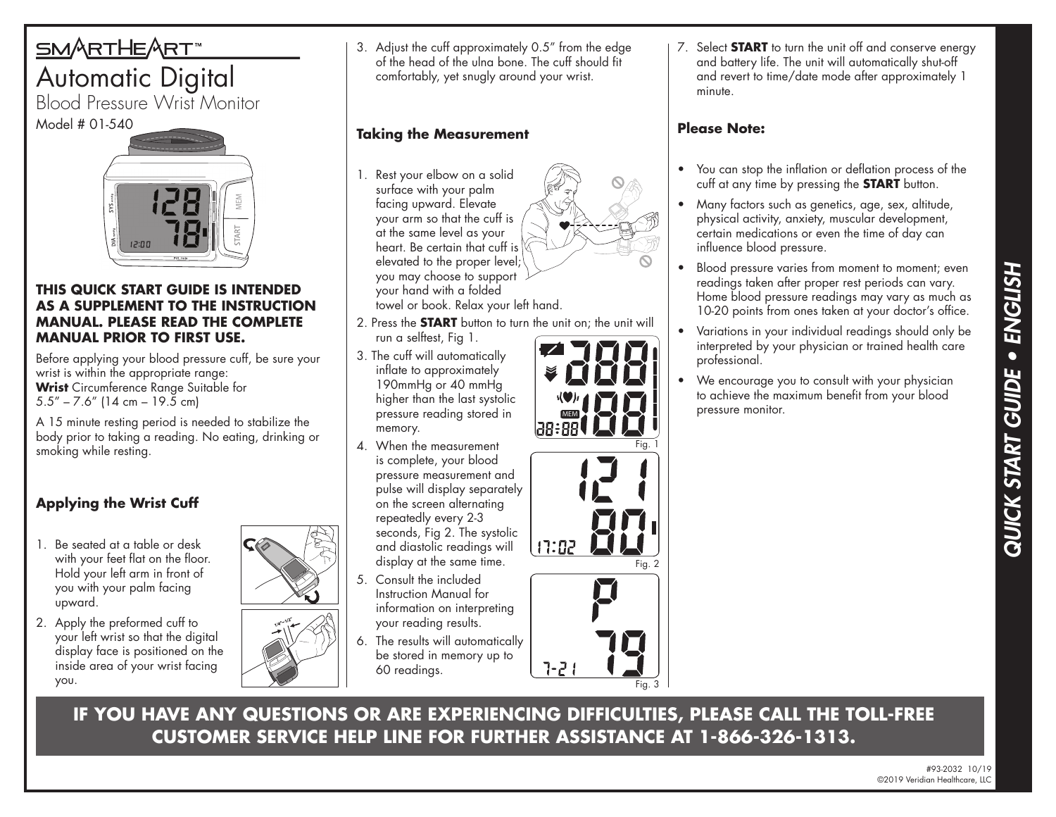# SMARTHEART™

# Automatic Digital

## Blood Pressure Wrist Monitor

Model # 01-540

**THIS QUICK START GUIDE IS INTENDED AS A SUPPLEMENT TO THE INSTRUCTION MANUAL. PLEASE READ THE COMPLETE MANUAL PRIOR TO FIRST USE.**

Before applying your blood pressure cuff, be sure your wrist is within the appropriate range:
**Wrist** Circumference Range Suitable for 5.5" – 7.6" (14 cm – 19.5 cm)

A 15 minute resting period is needed to stabilize the body prior to taking a reading. No eating, drinking or smoking while resting.

### Applying the Wrist Cuff

1. Be seated at a table or desk with your feet flat on the floor. Hold your left arm in front of you with your palm facing upward.
2. Apply the preformed cuff to your left wrist so that the digital display face is positioned on the inside area of your wrist facing you.
3. Adjust the cuff approximately 0.5" from the edge of the head of the ulna bone. The cuff should fit comfortably, yet snugly around your wrist.

### Taking the Measurement

1. Rest your elbow on a solid surface with your palm facing upward. Elevate your arm so that the cuff is at the same level as your heart. Be certain that cuff is elevated to the proper level; you may choose to support your hand with a folded towel or book. Relax your left hand.
2. Press the **START** button to turn the unit on; the unit will run a selftest, Fig 1.
3. The cuff will automatically inflate to approximately 190mmHg or 40 mmHg higher than the last systolic pressure reading stored in memory.
4. When the measurement is complete, your blood pressure measurement and pulse will display separately on the screen alternating repeatedly every 2-3 seconds, Fig 2. The systolic and diastolic readings will display at the same time.
5. Consult the included Instruction Manual for information on interpreting your reading results.
6. The results will automatically be stored in memory up to 60 readings.
7. Select **START** to turn the unit off and conserve energy and battery life. The unit will automatically shut-off and revert to time/date mode after approximately 1 minute.

Fig. 1

Fig. 2

Fig. 3

### Please Note:

- You can stop the inflation or deflation process of the cuff at any time by pressing the **START** button.
- Many factors such as genetics, age, sex, altitude, physical activity, anxiety, muscular development, certain medications or even the time of day can influence blood pressure.
- Blood pressure varies from moment to moment; even readings taken after proper rest periods can vary. Home blood pressure readings may vary as much as 10-20 points from ones taken at your doctor's office.
- Variations in your individual readings should only be interpreted by your physician or trained health care professional.
- We encourage you to consult with your physician to achieve the maximum benefit from your blood pressure monitor.

***QUICK START GUIDE • ENGLISH***

**IF YOU HAVE ANY QUESTIONS OR ARE EXPERIENCING DIFFICULTIES, PLEASE CALL THE TOLL-FREE CUSTOMER SERVICE HELP LINE FOR FURTHER ASSISTANCE AT 1-866-326-1313.**

#93-2032 10/19
©2019 Veridian Healthcare, LLC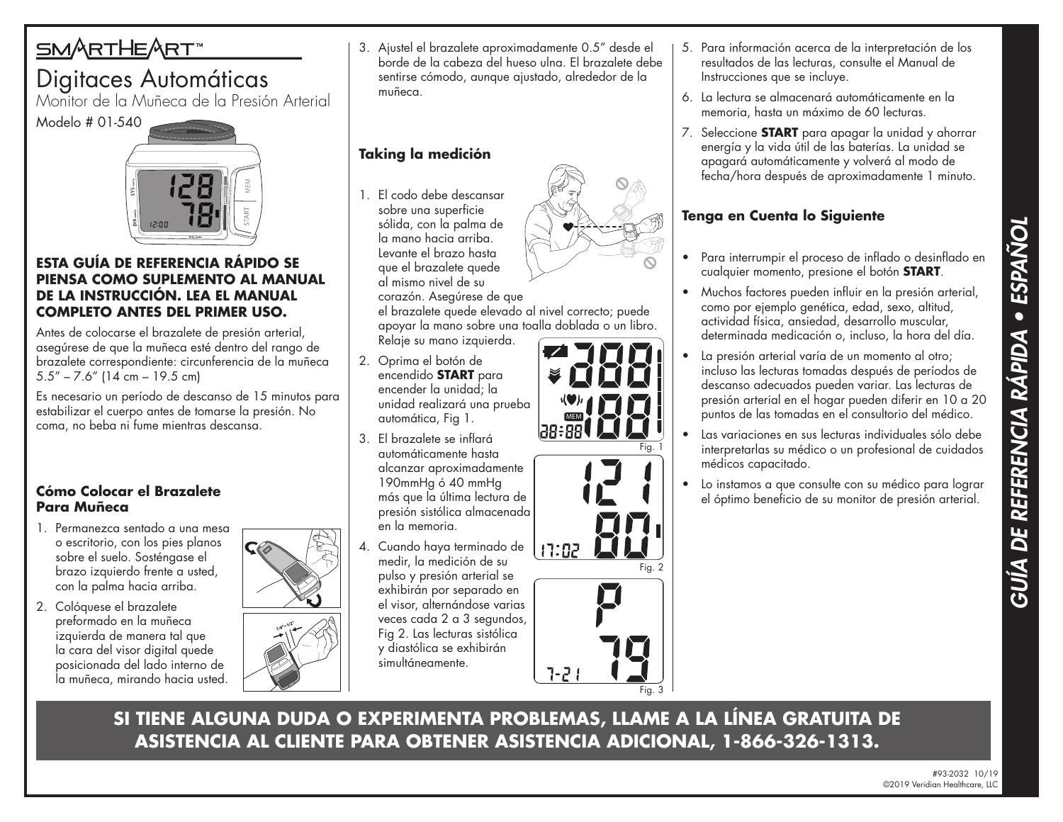# SMARTHEART™

# Digitaces Automáticas

Monitor de la Muñeca de la Presión Arterial

Modelo # 01-540

**ESTA GUÍA DE REFERENCIA RÁPIDO SE PIENSA COMO SUPLEMENTO AL MANUAL DE LA INSTRUCCIÓN. LEA EL MANUAL COMPLETO ANTES DEL PRIMER USO.**

Antes de colocarse el brazalete de presión arterial, asegúrese de que la muñeca esté dentro del rango de brazalete correspondiente: circunferencia de la muñeca 5.5" – 7.6" (14 cm – 19.5 cm)

Es necesario un período de descanso de 15 minutos para estabilizar el cuerpo antes de tomarse la presión. No coma, no beba ni fume mientras descansa.

### Cómo Colocar el Brazalete Para Muñeca

1. Permanezca sentado a una mesa o escritorio, con los pies planos sobre el suelo. Sosténgase el brazo izquierdo frente a usted, con la palma hacia arriba.
2. Colóquese el brazalete preformado en la muñeca izquierda de manera tal que la cara del visor digital quede posicionada del lado interno de la muñeca, mirando hacia usted.
3. Ajustel el brazalete aproximadamente 0.5" desde el borde de la cabeza del hueso ulna. El brazalete debe sentirse cómodo, aunque ajustado, alrededor de la muñeca.

### Taking la medición

1. El codo debe descansar sobre una superficie sólida, con la palma de la mano hacia arriba. Levante el brazo hasta que el brazalete quede al mismo nivel de su corazón. Asegúrese de que el brazalete quede elevado al nivel correcto; puede apoyar la mano sobre una toalla doblada o un libro. Relaje su mano izquierda.
2. Oprima el botón de encendido **START** para encender la unidad; la unidad realizará una prueba automática, Fig 1.
3. El brazalete se inflará automáticamente hasta alcanzar aproximadamente 190mmHg ó 40 mmHg más que la última lectura de presión sistólica almacenada en la memoria.
4. Cuando haya terminado de medir, la medición de su pulso y presión arterial se exhibirán por separado en el visor, alternándose varias veces cada 2 a 3 segundos, Fig 2. Las lecturas sistólica y diastólica se exhibirán simultáneamente.
5. Para información acerca de la interpretación de los resultados de las lecturas, consulte el Manual de Instrucciones que se incluye.
6. La lectura se almacenará automáticamente en la memoria, hasta un máximo de 60 lecturas.
7. Seleccione **START** para apagar la unidad y ahorrar energía y la vida útil de las baterías. La unidad se apagará automáticamente y volverá al modo de fecha/hora después de aproximadamente 1 minuto.

Fig. 1

Fig. 2

Fig. 3

### Tenga en Cuenta lo Siguiente

- Para interrumpir el proceso de inflado o desinflado en cualquier momento, presione el botón **START**.
- Muchos factores pueden influir en la presión arterial, como por ejemplo genética, edad, sexo, altitud, actividad física, ansiedad, desarrollo muscular, determinada medicación o, incluso, la hora del día.
- La presión arterial varía de un momento al otro; incluso las lecturas tomadas después de períodos de descanso adecuados pueden variar. Las lecturas de presión arterial en el hogar pueden diferir en 10 a 20 puntos de las tomadas en el consultorio del médico.
- Las variaciones en sus lecturas individuales sólo debe interpretarlas su médico o un profesional de cuidados médicos capacitado.
- Lo instamos a que consulte con su médico para lograr el óptimo beneficio de su monitor de presión arterial.

*GUÍA DE REFERENCIA RÁPIDA • ESPAÑOL*

**SI TIENE ALGUNA DUDA O EXPERIMENTA PROBLEMAS, LLAME A LA LÍNEA GRATUITA DE ASISTENCIA AL CLIENTE PARA OBTENER ASISTENCIA ADICIONAL, 1-866-326-1313.**

#93-2032 10/19
©2019 Veridian Healthcare, LLC